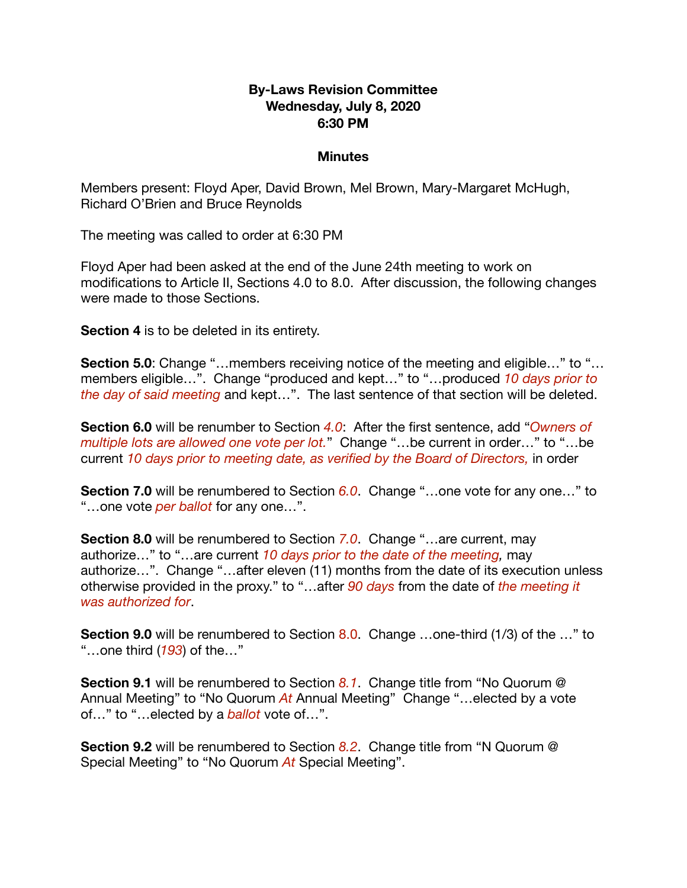**By-Laws Revision Committee**
**Wednesday, July 8, 2020**
**6:30 PM**

**Minutes**

Members present: Floyd Aper, David Brown, Mel Brown, Mary-Margaret McHugh, Richard O'Brien and Bruce Reynolds

The meeting was called to order at 6:30 PM

Floyd Aper had been asked at the end of the June 24th meeting to work on modifications to Article II, Sections 4.0 to 8.0. After discussion, the following changes were made to those Sections.

**Section 4** is to be deleted in its entirety.

**Section 5.0**: Change "…members receiving notice of the meeting and eligible…" to "…members eligible…". Change "produced and kept…" to "…produced *10 days prior to the day of said meeting* and kept…". The last sentence of that section will be deleted.

**Section 6.0** will be renumber to Section *4.0*: After the first sentence, add "*Owners of multiple lots are allowed one vote per lot.*" Change "…be current in order…" to "…be current *10 days prior to meeting date, as verified by the Board of Directors,* in order

**Section 7.0** will be renumbered to Section *6.0*. Change "…one vote for any one…" to "…one vote *per ballot* for any one…".

**Section 8.0** will be renumbered to Section *7.0*. Change "…are current, may authorize…" to "…are current *10 days prior to the date of the meeting,* may authorize…". Change "…after eleven (11) months from the date of its execution unless otherwise provided in the proxy." to "…after *90 days* from the date of *the meeting it was authorized for*.

**Section 9.0** will be renumbered to Section 8.0. Change …one-third (1/3) of the …" to "…one third (*193*) of the…"

**Section 9.1** will be renumbered to Section *8.1*. Change title from "No Quorum @ Annual Meeting" to "No Quorum *At* Annual Meeting" Change "…elected by a vote of…" to "…elected by a *ballot* vote of…".

**Section 9.2** will be renumbered to Section *8.2*. Change title from "N Quorum @ Special Meeting" to "No Quorum *At* Special Meeting".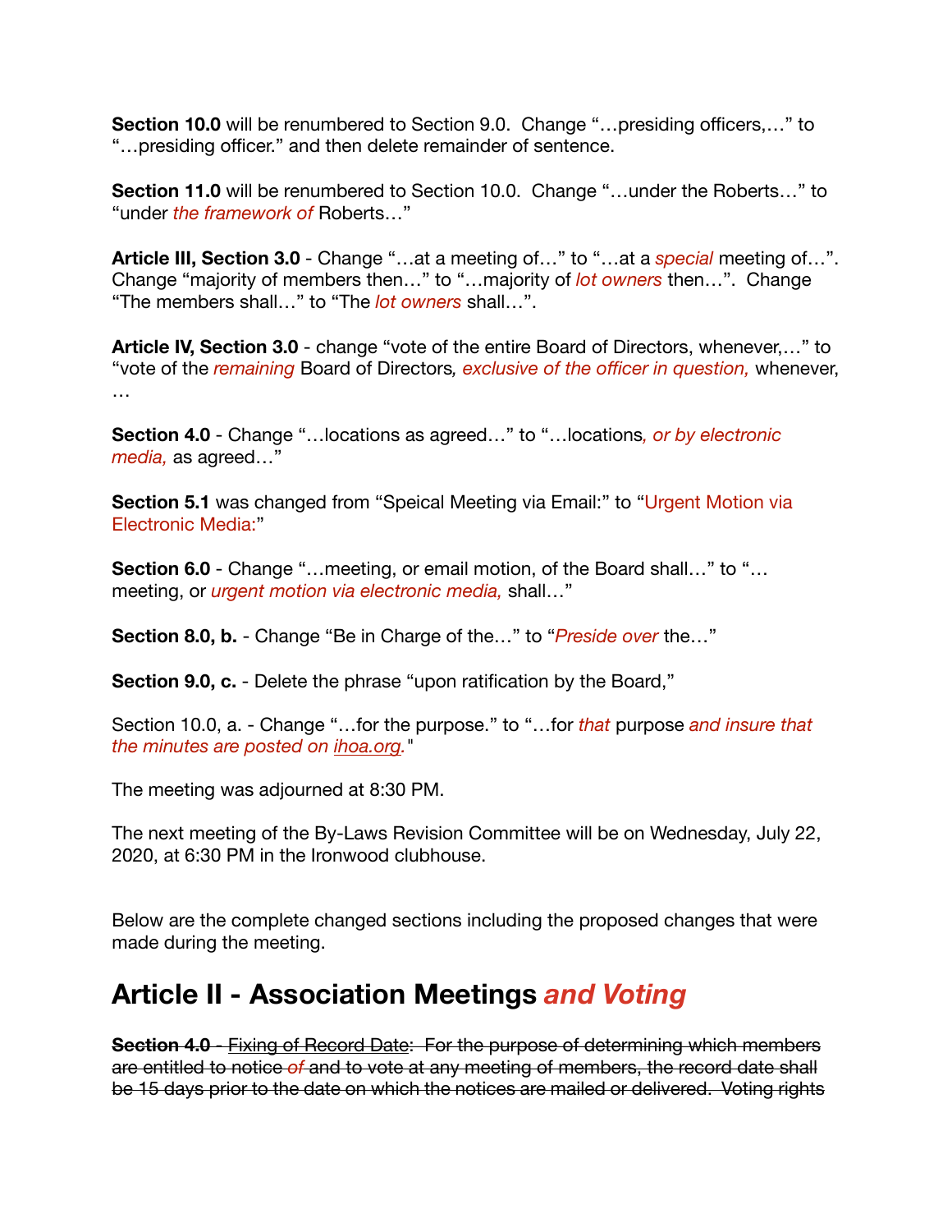**Section 10.0** will be renumbered to Section 9.0. Change "…presiding officers,…" to "…presiding officer." and then delete remainder of sentence.

**Section 11.0** will be renumbered to Section 10.0. Change "…under the Roberts…" to "under *the framework of* Roberts…"

**Article III, Section 3.0** - Change "…at a meeting of…" to "…at a *special* meeting of…". Change "majority of members then…" to "…majority of *lot owners* then…". Change "The members shall…" to "The *lot owners* shall…".

**Article IV, Section 3.0** - change "vote of the entire Board of Directors, whenever,…" to "vote of the *remaining* Board of Directors*, exclusive of the officer in question,* whenever, …

**Section 4.0** - Change "…locations as agreed…" to "…locations*, or by electronic media,* as agreed…"

**Section 5.1** was changed from "Speical Meeting via Email:" to "Urgent Motion via Electronic Media:"

**Section 6.0** - Change "…meeting, or email motion, of the Board shall…" to "…meeting, or *urgent motion via electronic media,* shall…"

**Section 8.0, b.** - Change "Be in Charge of the…" to "*Preside over* the…"

**Section 9.0, c.** - Delete the phrase "upon ratification by the Board,"

Section 10.0, a. - Change "…for the purpose." to "…for *that* purpose *and insure that the minutes are posted on ihoa.org.*"

The meeting was adjourned at 8:30 PM.

The next meeting of the By-Laws Revision Committee will be on Wednesday, July 22, 2020, at 6:30 PM in the Ironwood clubhouse.

Below are the complete changed sections including the proposed changes that were made during the meeting.

## Article II - Association Meetings *and Voting*

~~**Section 4.0** - Fixing of Record Date: For the purpose of determining which members are entitled to notice *of* and to vote at any meeting of members, the record date shall be 15 days prior to the date on which the notices are mailed or delivered. Voting rights~~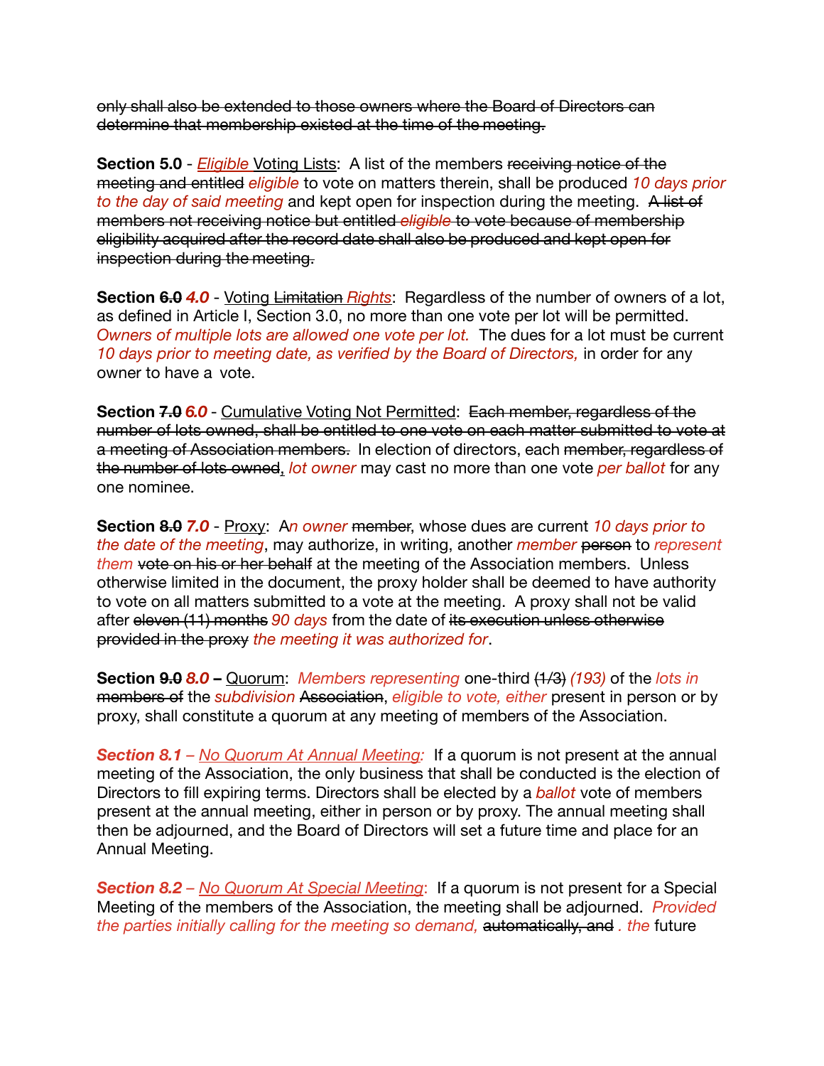~~only shall also be extended to those owners where the Board of Directors can determine that membership existed at the time of the meeting.~~

**Section 5.0** - *Eligible* Voting Lists: A list of the members ~~receiving notice of the meeting and entitled~~ *eligible* to vote on matters therein, shall be produced *10 days prior to the day of said meeting* and kept open for inspection during the meeting. ~~A list of members not receiving notice but entitled *eligible* to vote because of membership eligibility acquired after the record date shall also be produced and kept open for inspection during the meeting.~~

**Section ~~6.0~~ *4.0*** - Voting ~~Limitation~~ *Rights*: Regardless of the number of owners of a lot, as defined in Article I, Section 3.0, no more than one vote per lot will be permitted. *Owners of multiple lots are allowed one vote per lot.* The dues for a lot must be current *10 days prior to meeting date, as verified by the Board of Directors,* in order for any owner to have a vote.

**Section ~~7.0~~ *6.0*** - Cumulative Voting Not Permitted: ~~Each member, regardless of the number of lots owned, shall be entitled to one vote on each matter submitted to vote at a meeting of Association members.~~ In election of directors, each ~~member, regardless of the number of lots owned~~, *lot owner* may cast no more than one vote *per ballot* for any one nominee.

**Section ~~8.0~~ *7.0*** - Proxy: A*n owner* ~~member~~, whose dues are current *10 days prior to the date of the meeting*, may authorize, in writing, another *member* ~~person~~ to *represent them* ~~vote on his or her behalf~~ at the meeting of the Association members. Unless otherwise limited in the document, the proxy holder shall be deemed to have authority to vote on all matters submitted to a vote at the meeting. A proxy shall not be valid after ~~eleven (11) months~~ *90 days* from the date of ~~its execution unless otherwise provided in the proxy~~ *the meeting it was authorized for*.

**Section ~~9.0~~ *8.0* –** Quorum: *Members representing* one-third ~~(1/3)~~ *(193)* of the *lots in* ~~members of~~ the *subdivision* ~~Association~~, *eligible to vote, either* present in person or by proxy, shall constitute a quorum at any meeting of members of the Association.

***Section 8.1*** *– No Quorum At Annual Meeting:* If a quorum is not present at the annual meeting of the Association, the only business that shall be conducted is the election of Directors to fill expiring terms. Directors shall be elected by a *ballot* vote of members present at the annual meeting, either in person or by proxy. The annual meeting shall then be adjourned, and the Board of Directors will set a future time and place for an Annual Meeting.

***Section 8.2*** *– No Quorum At Special Meeting*: If a quorum is not present for a Special Meeting of the members of the Association, the meeting shall be adjourned. *Provided the parties initially calling for the meeting so demand,* ~~automatically, and~~ *. the* future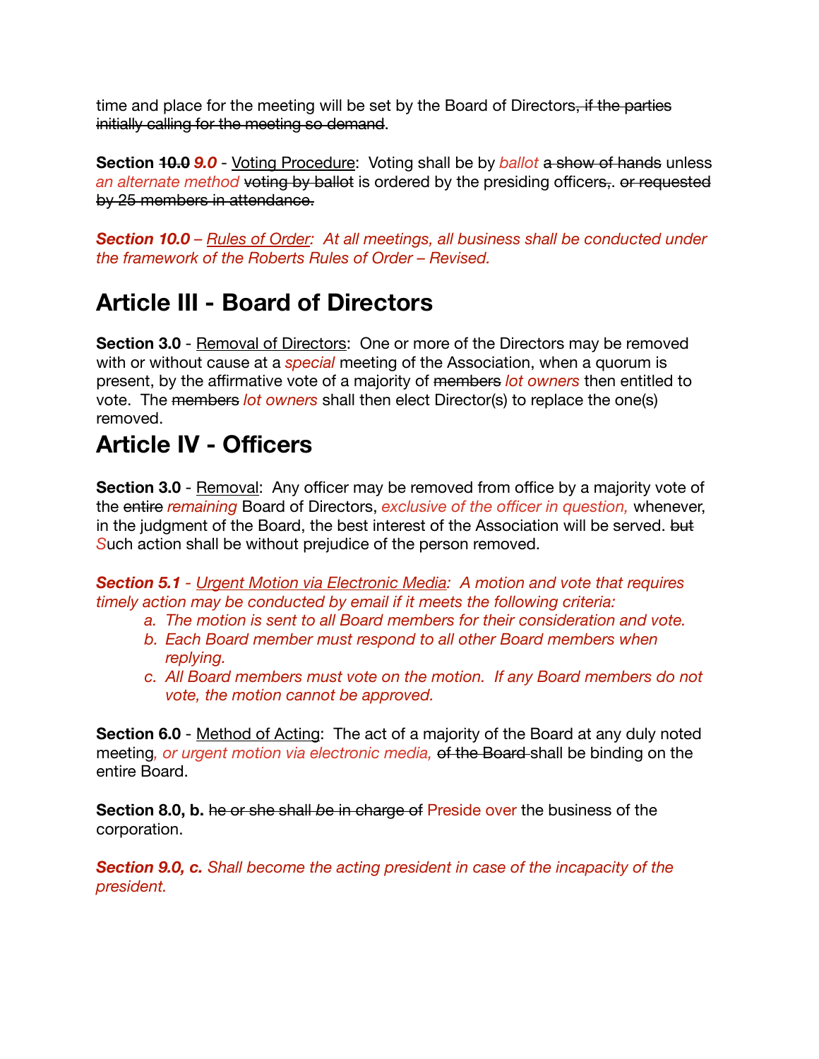time and place for the meeting will be set by the Board of Directors~~, if the parties initially calling for the meeting so demand~~.

**Section ~~10.0~~ *9.0*** - Voting Procedure: Voting shall be by *ballot* ~~a show of hands~~ unless *an alternate method* ~~voting by ballot~~ is ordered by the presiding officer~~s,~~. ~~or requested by 25 members in attendance.~~

***Section 10.0*** *– Rules of Order: At all meetings, all business shall be conducted under the framework of the Roberts Rules of Order – Revised.*

# Article III - Board of Directors

**Section 3.0** - Removal of Directors: One or more of the Directors may be removed with or without cause at a *special* meeting of the Association, when a quorum is present, by the affirmative vote of a majority of ~~members~~ *lot owners* then entitled to vote. The ~~members~~ *lot owners* shall then elect Director(s) to replace the one(s) removed.

# Article IV - Officers

**Section 3.0** - Removal: Any officer may be removed from office by a majority vote of the ~~entire~~ *remaining* Board of Directors, *exclusive of the officer in question,* whenever, in the judgment of the Board, the best interest of the Association will be served. ~~but~~ *S*uch action shall be without prejudice of the person removed.

***Section 5.1*** *- Urgent Motion via Electronic Media: A motion and vote that requires timely action may be conducted by email if it meets the following criteria:*

a. *The motion is sent to all Board members for their consideration and vote.*
b. *Each Board member must respond to all other Board members when replying.*
c. *All Board members must vote on the motion. If any Board members do not vote, the motion cannot be approved.*

**Section 6.0** - Method of Acting: The act of a majority of the Board at any duly noted meeting*, or urgent motion via electronic media,* ~~of the Board~~ shall be binding on the entire Board.

**Section 8.0, b.** ~~he or she shall be in charge of~~ Preside over the business of the corporation.

***Section 9.0, c.*** *Shall become the acting president in case of the incapacity of the president.*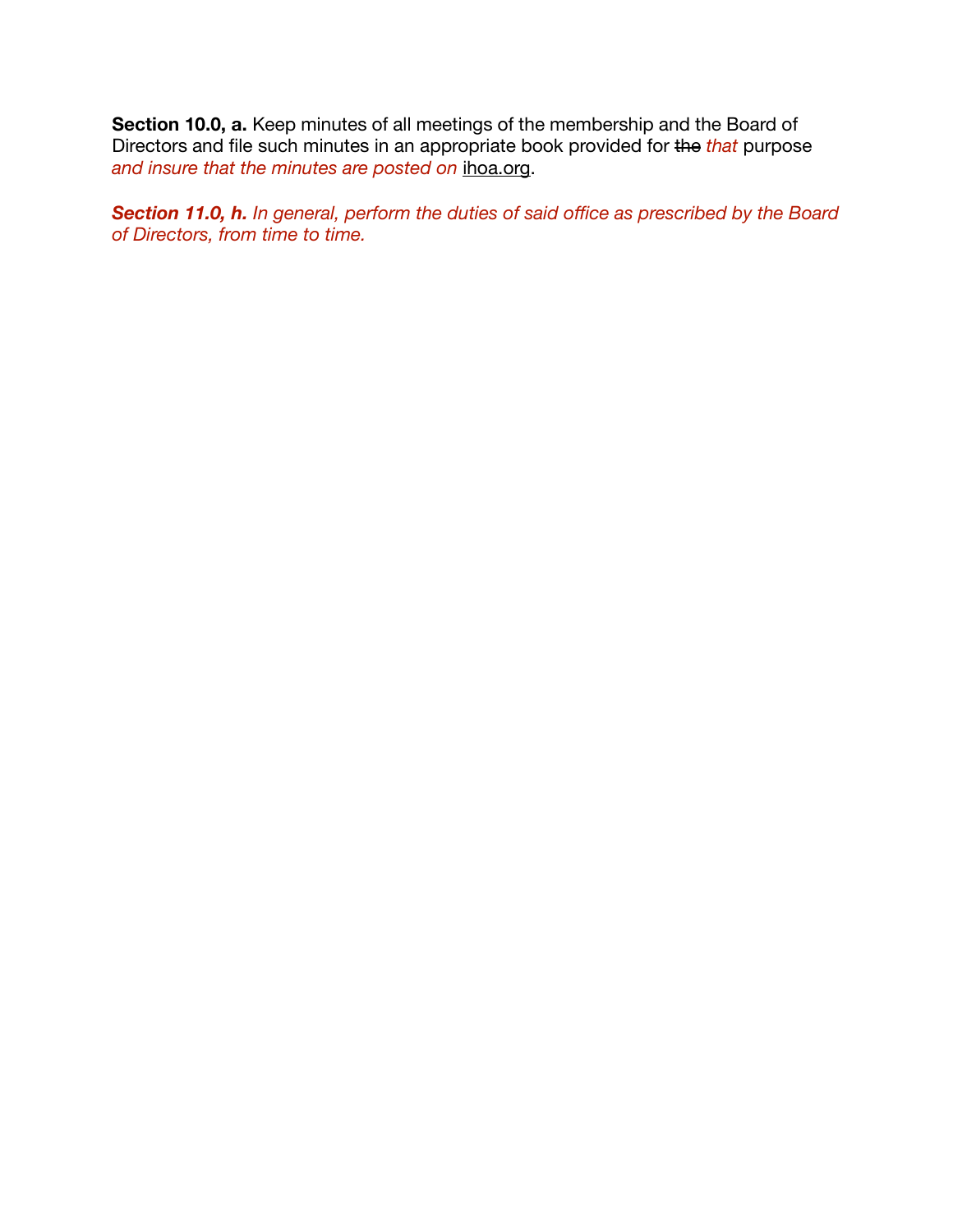**Section 10.0, a.** Keep minutes of all meetings of the membership and the Board of Directors and file such minutes in an appropriate book provided for ~~the~~ *that* purpose *and insure that the minutes are posted on* ihoa.org.

***Section 11.0, h.*** *In general, perform the duties of said office as prescribed by the Board of Directors, from time to time.*